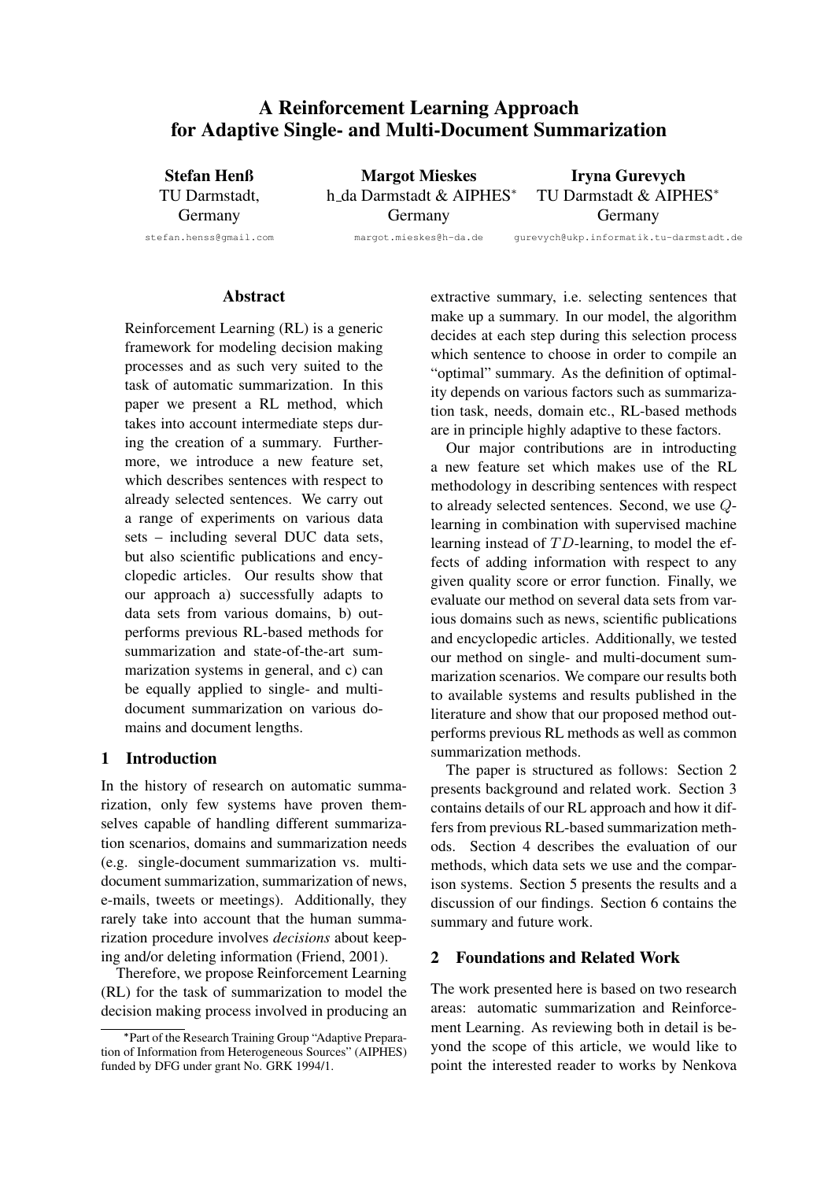# A Reinforcement Learning Approach for Adaptive Single- and Multi-Document Summarization

**Stefan Henß**
TU Darmstadt, Germany
stefan.henss@gmail.com

**Margot Mieskes**
h_da Darmstadt & AIPHES*
Germany
margot.mieskes@h-da.de

**Iryna Gurevych**
TU Darmstadt & AIPHES*
Germany
gurevych@ukp.informatik.tu-darmstadt.de

## Abstract

Reinforcement Learning (RL) is a generic framework for modeling decision making processes and as such very suited to the task of automatic summarization. In this paper we present a RL method, which takes into account intermediate steps during the creation of a summary. Furthermore, we introduce a new feature set, which describes sentences with respect to already selected sentences. We carry out a range of experiments on various data sets – including several DUC data sets, but also scientific publications and encyclopedic articles. Our results show that our approach a) successfully adapts to data sets from various domains, b) outperforms previous RL-based methods for summarization and state-of-the-art summarization systems in general, and c) can be equally applied to single- and multi-document summarization on various domains and document lengths.

## 1 Introduction

In the history of research on automatic summarization, only few systems have proven themselves capable of handling different summarization scenarios, domains and summarization needs (e.g. single-document summarization vs. multi-document summarization, summarization of news, e-mails, tweets or meetings). Additionally, they rarely take into account that the human summarization procedure involves *decisions* about keeping and/or deleting information (Friend, 2001).

Therefore, we propose Reinforcement Learning (RL) for the task of summarization to model the decision making process involved in producing an extractive summary, i.e. selecting sentences that make up a summary. In our model, the algorithm decides at each step during this selection process which sentence to choose in order to compile an "optimal" summary. As the definition of optimality depends on various factors such as summarization task, needs, domain etc., RL-based methods are in principle highly adaptive to these factors.

Our major contributions are in introducting a new feature set which makes use of the RL methodology in describing sentences with respect to already selected sentences. Second, we use $Q$-learning in combination with supervised machine learning instead of $TD$-learning, to model the effects of adding information with respect to any given quality score or error function. Finally, we evaluate our method on several data sets from various domains such as news, scientific publications and encyclopedic articles. Additionally, we tested our method on single- and multi-document summarization scenarios. We compare our results both to available systems and results published in the literature and show that our proposed method outperforms previous RL methods as well as common summarization methods.

The paper is structured as follows: Section 2 presents background and related work. Section 3 contains details of our RL approach and how it differs from previous RL-based summarization methods. Section 4 describes the evaluation of our methods, which data sets we use and the comparison systems. Section 5 presents the results and a discussion of our findings. Section 6 contains the summary and future work.

## 2 Foundations and Related Work

The work presented here is based on two research areas: automatic summarization and Reinforcement Learning. As reviewing both in detail is beyond the scope of this article, we would like to point the interested reader to works by Nenkova

*Part of the Research Training Group "Adaptive Preparation of Information from Heterogeneous Sources" (AIPHES) funded by DFG under grant No. GRK 1994/1.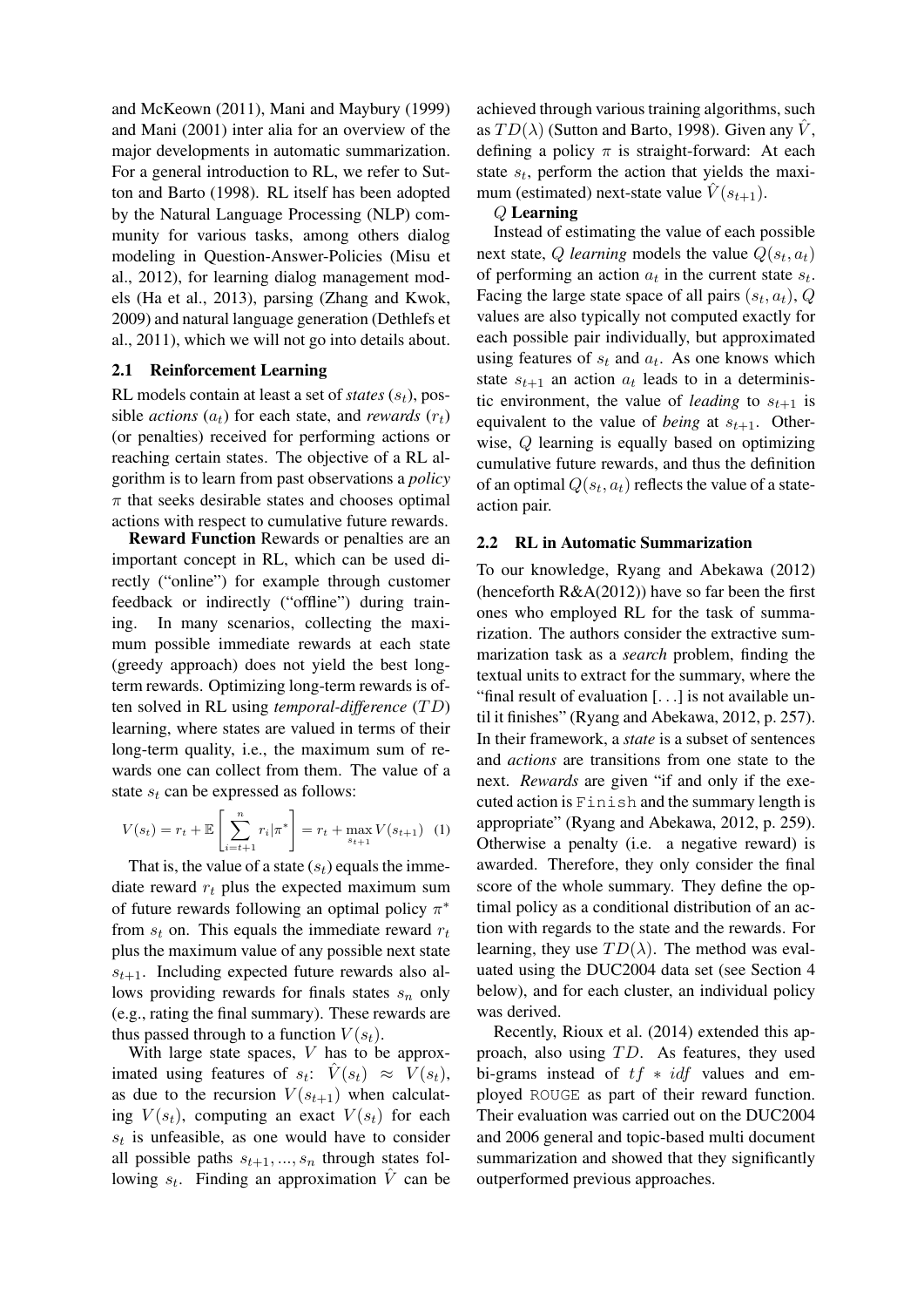and McKeown (2011), Mani and Maybury (1999) and Mani (2001) inter alia for an overview of the major developments in automatic summarization. For a general introduction to RL, we refer to Sutton and Barto (1998). RL itself has been adopted by the Natural Language Processing (NLP) community for various tasks, among others dialog modeling in Question-Answer-Policies (Misu et al., 2012), for learning dialog management models (Ha et al., 2013), parsing (Zhang and Kwok, 2009) and natural language generation (Dethlefs et al., 2011), which we will not go into details about.

### 2.1 Reinforcement Learning

RL models contain at least a set of *states* ($s_t$), possible *actions* ($a_t$) for each state, and *rewards* ($r_t$) (or penalties) received for performing actions or reaching certain states. The objective of a RL algorithm is to learn from past observations a *policy* $\pi$ that seeks desirable states and chooses optimal actions with respect to cumulative future rewards.

**Reward Function** Rewards or penalties are an important concept in RL, which can be used directly ("online") for example through customer feedback or indirectly ("offline") during training. In many scenarios, collecting the maximum possible immediate rewards at each state (greedy approach) does not yield the best long-term rewards. Optimizing long-term rewards is often solved in RL using *temporal-difference* ($TD$) learning, where states are valued in terms of their long-term quality, i.e., the maximum sum of rewards one can collect from them. The value of a state $s_t$ can be expressed as follows:

$$V(s_t) = r_t + \mathbb{E}\left[\sum_{i=t+1}^{n} r_i | \pi^*\right] = r_t + \max_{s_{t+1}} V(s_{t+1}) \quad (1)$$

That is, the value of a state ($s_t$) equals the immediate reward $r_t$ plus the expected maximum sum of future rewards following an optimal policy $\pi^*$ from $s_t$ on. This equals the immediate reward $r_t$ plus the maximum value of any possible next state $s_{t+1}$. Including expected future rewards also allows providing rewards for finals states $s_n$ only (e.g., rating the final summary). These rewards are thus passed through to a function $V(s_t)$.

With large state spaces, $V$ has to be approximated using features of $s_t$: $\hat{V}(s_t) \approx V(s_t)$, as due to the recursion $V(s_{t+1})$ when calculating $V(s_t)$, computing an exact $V(s_t)$ for each $s_t$ is unfeasible, as one would have to consider all possible paths $s_{t+1}, ..., s_n$ through states following $s_t$. Finding an approximation $\hat{V}$ can be achieved through various training algorithms, such as $TD(\lambda)$ (Sutton and Barto, 1998). Given any $\hat{V}$, defining a policy $\pi$ is straight-forward: At each state $s_t$, perform the action that yields the maximum (estimated) next-state value $\hat{V}(s_{t+1})$.

**$Q$ Learning**

Instead of estimating the value of each possible next state, $Q$ *learning* models the value $Q(s_t, a_t)$ of performing an action $a_t$ in the current state $s_t$. Facing the large state space of all pairs $(s_t, a_t)$, $Q$ values are also typically not computed exactly for each possible pair individually, but approximated using features of $s_t$ and $a_t$. As one knows which state $s_{t+1}$ an action $a_t$ leads to in a deterministic environment, the value of *leading* to $s_{t+1}$ is equivalent to the value of *being* at $s_{t+1}$. Otherwise, $Q$ learning is equally based on optimizing cumulative future rewards, and thus the definition of an optimal $Q(s_t, a_t)$ reflects the value of a state-action pair.

### 2.2 RL in Automatic Summarization

To our knowledge, Ryang and Abekawa (2012) (henceforth R&A(2012)) have so far been the first ones who employed RL for the task of summarization. The authors consider the extractive summarization task as a *search* problem, finding the textual units to extract for the summary, where the "final result of evaluation [. . .] is not available until it finishes" (Ryang and Abekawa, 2012, p. 257). In their framework, a *state* is a subset of sentences and *actions* are transitions from one state to the next. *Rewards* are given "if and only if the executed action is `Finish` and the summary length is appropriate" (Ryang and Abekawa, 2012, p. 259). Otherwise a penalty (i.e. a negative reward) is awarded. Therefore, they only consider the final score of the whole summary. They define the optimal policy as a conditional distribution of an action with regards to the state and the rewards. For learning, they use $TD(\lambda)$. The method was evaluated using the DUC2004 data set (see Section 4 below), and for each cluster, an individual policy was derived.

Recently, Rioux et al. (2014) extended this approach, also using $TD$. As features, they used bi-grams instead of $tf * idf$ values and employed `ROUGE` as part of their reward function. Their evaluation was carried out on the DUC2004 and 2006 general and topic-based multi document summarization and showed that they significantly outperformed previous approaches.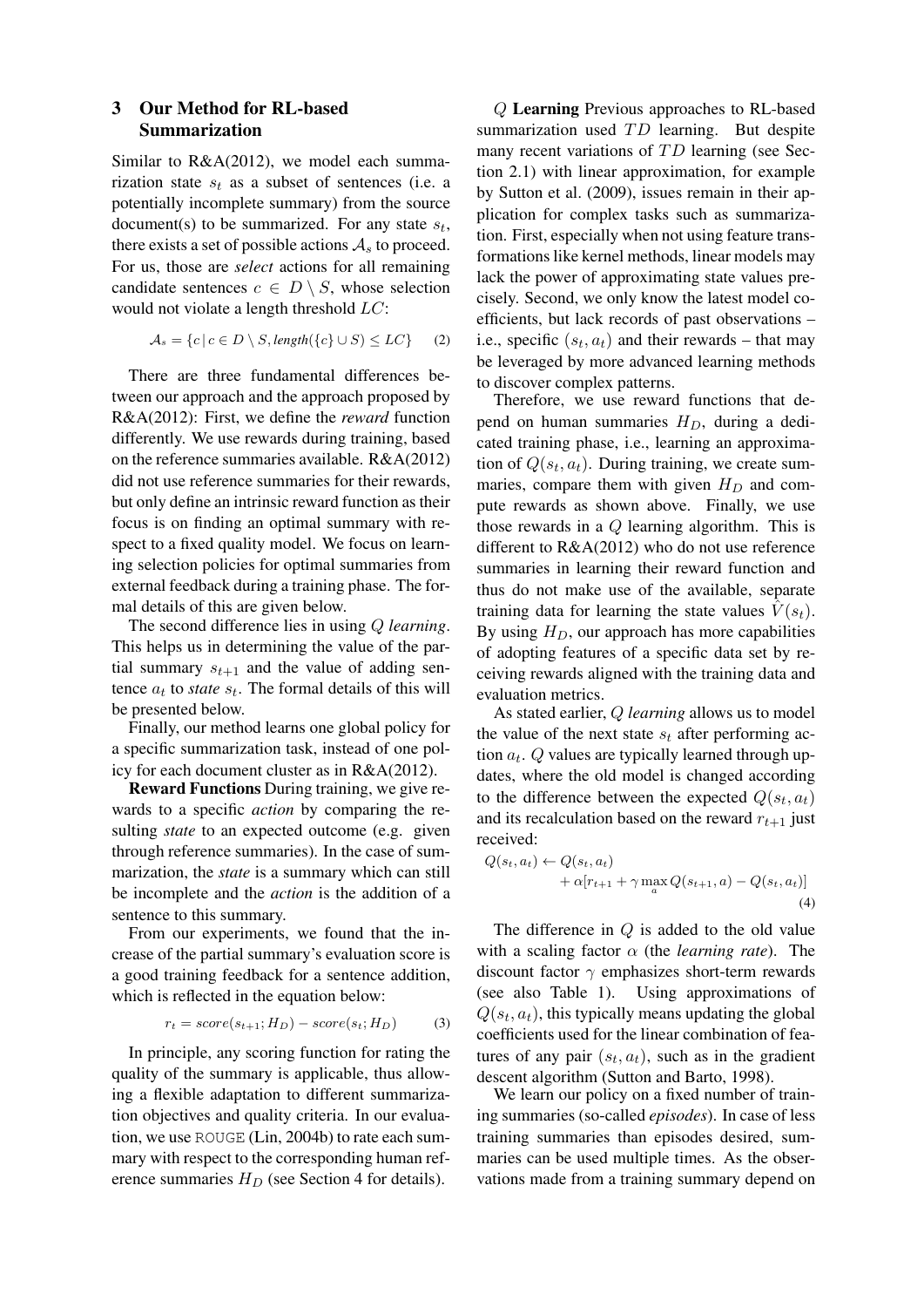## 3 Our Method for RL-based Summarization

Similar to R&A(2012), we model each summarization state $s_t$ as a subset of sentences (i.e. a potentially incomplete summary) from the source document(s) to be summarized. For any state $s_t$, there exists a set of possible actions $\mathcal{A}_s$ to proceed. For us, those are *select* actions for all remaining candidate sentences $c \in D \setminus S$, whose selection would not violate a length threshold $LC$:

$$\mathcal{A}_s = \{c \,|\, c \in D \setminus S, \mathit{length}(\{c\} \cup S) \leq LC\} \quad (2)$$

There are three fundamental differences between our approach and the approach proposed by R&A(2012): First, we define the *reward* function differently. We use rewards during training, based on the reference summaries available. R&A(2012) did not use reference summaries for their rewards, but only define an intrinsic reward function as their focus is on finding an optimal summary with respect to a fixed quality model. We focus on learning selection policies for optimal summaries from external feedback during a training phase. The formal details of this are given below.

The second difference lies in using *Q learning*. This helps us in determining the value of the partial summary $s_{t+1}$ and the value of adding sentence $a_t$ to *state* $s_t$. The formal details of this will be presented below.

Finally, our method learns one global policy for a specific summarization task, instead of one policy for each document cluster as in R&A(2012).

**Reward Functions** During training, we give rewards to a specific *action* by comparing the resulting *state* to an expected outcome (e.g. given through reference summaries). In the case of summarization, the *state* is a summary which can still be incomplete and the *action* is the addition of a sentence to this summary.

From our experiments, we found that the increase of the partial summary's evaluation score is a good training feedback for a sentence addition, which is reflected in the equation below:

$$r_t = score(s_{t+1}; H_D) - score(s_t; H_D) \quad (3)$$

In principle, any scoring function for rating the quality of the summary is applicable, thus allowing a flexible adaptation to different summarization objectives and quality criteria. In our evaluation, we use ROUGE (Lin, 2004b) to rate each summary with respect to the corresponding human reference summaries $H_D$ (see Section 4 for details).

**$Q$ Learning** Previous approaches to RL-based summarization used $TD$ learning. But despite many recent variations of $TD$ learning (see Section 2.1) with linear approximation, for example by Sutton et al. (2009), issues remain in their application for complex tasks such as summarization. First, especially when not using feature transformations like kernel methods, linear models may lack the power of approximating state values precisely. Second, we only know the latest model coefficients, but lack records of past observations – i.e., specific $(s_t, a_t)$ and their rewards – that may be leveraged by more advanced learning methods to discover complex patterns.

Therefore, we use reward functions that depend on human summaries $H_D$, during a dedicated training phase, i.e., learning an approximation of $Q(s_t, a_t)$. During training, we create summaries, compare them with given $H_D$ and compute rewards as shown above. Finally, we use those rewards in a $Q$ learning algorithm. This is different to R&A(2012) who do not use reference summaries in learning their reward function and thus do not make use of the available, separate training data for learning the state values $\hat{V}(s_t)$. By using $H_D$, our approach has more capabilities of adopting features of a specific data set by receiving rewards aligned with the training data and evaluation metrics.

As stated earlier, *Q learning* allows us to model the value of the next state $s_t$ after performing action $a_t$. $Q$ values are typically learned through updates, where the old model is changed according to the difference between the expected $Q(s_t, a_t)$ and its recalculation based on the reward $r_{t+1}$ just received:

$$Q(s_t, a_t) \leftarrow Q(s_t, a_t) + \alpha[r_{t+1} + \gamma \max_a Q(s_{t+1}, a) - Q(s_t, a_t)] \quad (4)$$

The difference in $Q$ is added to the old value with a scaling factor $\alpha$ (the *learning rate*). The discount factor $\gamma$ emphasizes short-term rewards (see also Table 1). Using approximations of $Q(s_t, a_t)$, this typically means updating the global coefficients used for the linear combination of features of any pair $(s_t, a_t)$, such as in the gradient descent algorithm (Sutton and Barto, 1998).

We learn our policy on a fixed number of training summaries (so-called *episodes*). In case of less training summaries than episodes desired, summaries can be used multiple times. As the observations made from a training summary depend on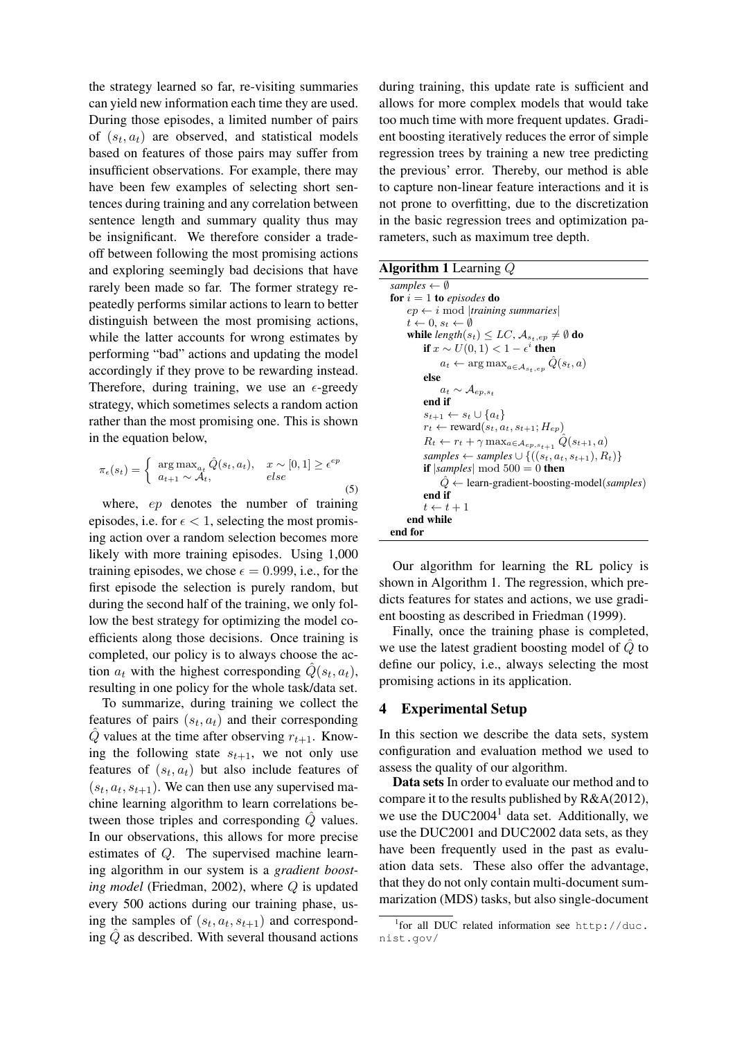the strategy learned so far, re-visiting summaries can yield new information each time they are used. During those episodes, a limited number of pairs of $(s_t, a_t)$ are observed, and statistical models based on features of those pairs may suffer from insufficient observations. For example, there may have been few examples of selecting short sentences during training and any correlation between sentence length and summary quality thus may be insignificant. We therefore consider a trade-off between following the most promising actions and exploring seemingly bad decisions that have rarely been made so far. The former strategy repeatedly performs similar actions to learn to better distinguish between the most promising actions, while the latter accounts for wrong estimates by performing "bad" actions and updating the model accordingly if they prove to be rewarding instead. Therefore, during training, we use an $\epsilon$-greedy strategy, which sometimes selects a random action rather than the most promising one. This is shown in the equation below,

$$\pi_\epsilon(s_t) = \begin{cases} \arg\max_{a_t} \hat{Q}(s_t, a_t), & x \sim [0,1] \geq \epsilon^{ep} \\ a_{t+1} \sim \mathcal{A}_t, & else \end{cases} \quad (5)$$

where, $ep$ denotes the number of training episodes, i.e. for $\epsilon < 1$, selecting the most promising action over a random selection becomes more likely with more training episodes. Using 1,000 training episodes, we chose $\epsilon = 0.999$, i.e., for the first episode the selection is purely random, but during the second half of the training, we only follow the best strategy for optimizing the model coefficients along those decisions. Once training is completed, our policy is to always choose the action $a_t$ with the highest corresponding $\hat{Q}(s_t, a_t)$, resulting in one policy for the whole task/data set.

To summarize, during training we collect the features of pairs $(s_t, a_t)$ and their corresponding $\hat{Q}$ values at the time after observing $r_{t+1}$. Knowing the following state $s_{t+1}$, we not only use features of $(s_t, a_t)$ but also include features of $(s_t, a_t, s_{t+1})$. We can then use any supervised machine learning algorithm to learn correlations between those triples and corresponding $\hat{Q}$ values. In our observations, this allows for more precise estimates of $Q$. The supervised machine learning algorithm in our system is a *gradient boosting model* (Friedman, 2002), where $Q$ is updated every 500 actions during our training phase, using the samples of $(s_t, a_t, s_{t+1})$ and corresponding $\hat{Q}$ as described. With several thousand actions during training, this update rate is sufficient and allows for more complex models that would take too much time with more frequent updates. Gradient boosting iteratively reduces the error of simple regression trees by training a new tree predicting the previous' error. Thereby, our method is able to capture non-linear feature interactions and it is not prone to overfitting, due to the discretization in the basic regression trees and optimization parameters, such as maximum tree depth.

**Algorithm 1** Learning $Q$

```
samples ← ∅
for i = 1 to episodes do
    ep ← i mod |training summaries|
    t ← 0, s_t ← ∅
    while length(s_t) ≤ LC, A_{s_t,ep} ≠ ∅ do
        if x ~ U(0,1) < 1 − ε^i then
            a_t ← argmax_{a ∈ A_{s_t,ep}} Q̂(s_t, a)
        else
            a_t ~ A_{ep,s_t}
        end if
        s_{t+1} ← s_t ∪ {a_t}
        r_t ← reward(s_t, a_t, s_{t+1}; H_ep)
        R_t ← r_t + γ max_{a ∈ A_{ep,s_{t+1}}} Q̂(s_{t+1}, a)
        samples ← samples ∪ {((s_t, a_t, s_{t+1}), R_t)}
        if |samples| mod 500 = 0 then
            Q̂ ← learn-gradient-boosting-model(samples)
        end if
        t ← t + 1
    end while
end for
```

Our algorithm for learning the RL policy is shown in Algorithm 1. The regression, which predicts features for states and actions, we use gradient boosting as described in Friedman (1999).

Finally, once the training phase is completed, we use the latest gradient boosting model of $\hat{Q}$ to define our policy, i.e., always selecting the most promising actions in its application.

## 4 Experimental Setup

In this section we describe the data sets, system configuration and evaluation method we used to assess the quality of our algorithm.

**Data sets** In order to evaluate our method and to compare it to the results published by R&A(2012), we use the DUC2004[1] data set. Additionally, we use the DUC2001 and DUC2002 data sets, as they have been frequently used in the past as evaluation data sets. These also offer the advantage, that they do not only contain multi-document summarization (MDS) tasks, but also single-document

[1]for all DUC related information see http://duc.nist.gov/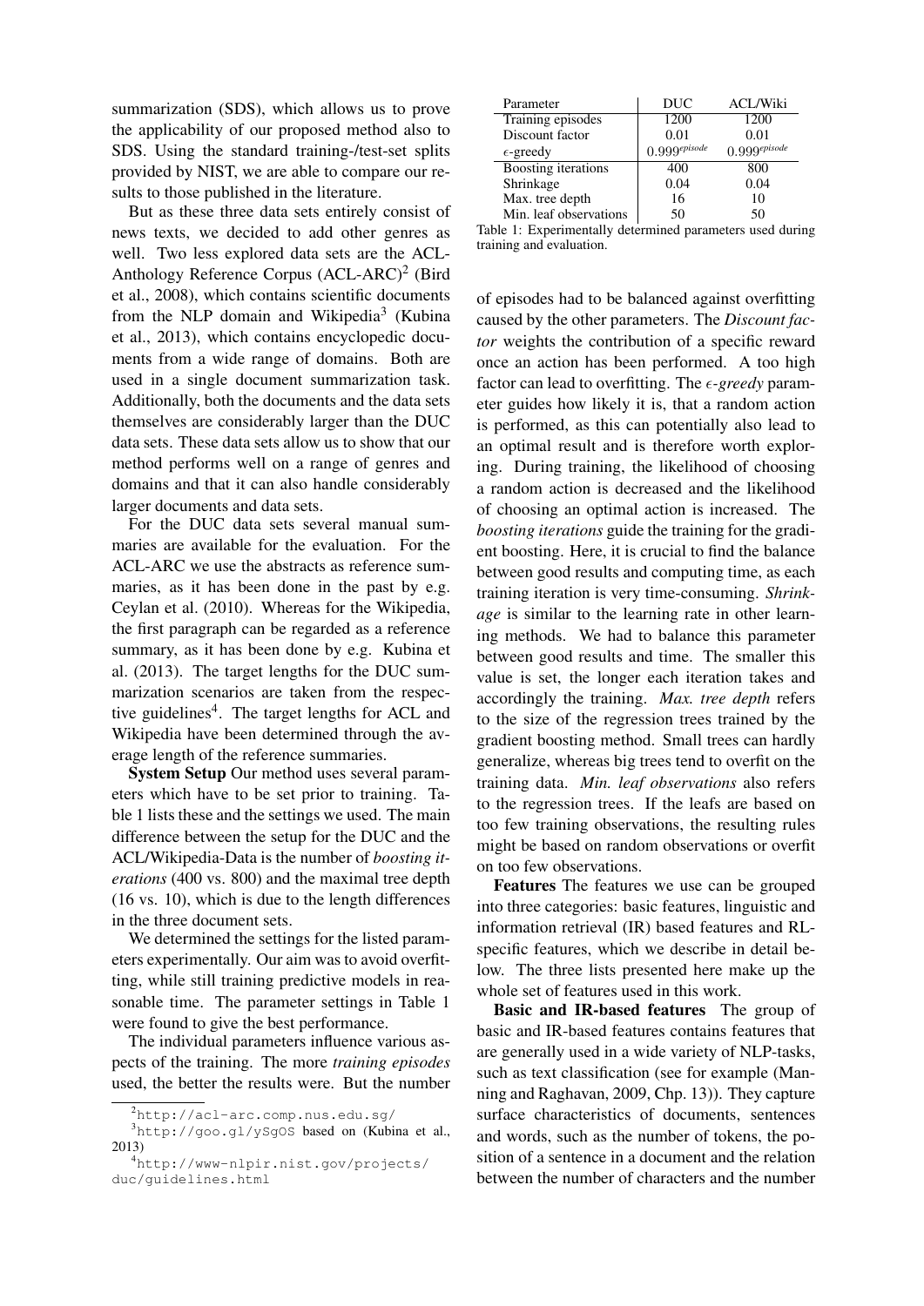summarization (SDS), which allows us to prove the applicability of our proposed method also to SDS. Using the standard training-/test-set splits provided by NIST, we are able to compare our results to those published in the literature.

But as these three data sets entirely consist of news texts, we decided to add other genres as well. Two less explored data sets are the ACL-Anthology Reference Corpus (ACL-ARC)[2] (Bird et al., 2008), which contains scientific documents from the NLP domain and Wikipedia[3] (Kubina et al., 2013), which contains encyclopedic documents from a wide range of domains. Both are used in a single document summarization task. Additionally, both the documents and the data sets themselves are considerably larger than the DUC data sets. These data sets allow us to show that our method performs well on a range of genres and domains and that it can also handle considerably larger documents and data sets.

For the DUC data sets several manual summaries are available for the evaluation. For the ACL-ARC we use the abstracts as reference summaries, as it has been done in the past by e.g. Ceylan et al. (2010). Whereas for the Wikipedia, the first paragraph can be regarded as a reference summary, as it has been done by e.g. Kubina et al. (2013). The target lengths for the DUC summarization scenarios are taken from the respective guidelines[4]. The target lengths for ACL and Wikipedia have been determined through the average length of the reference summaries.

**System Setup** Our method uses several parameters which have to be set prior to training. Table 1 lists these and the settings we used. The main difference between the setup for the DUC and the ACL/Wikipedia-Data is the number of *boosting iterations* (400 vs. 800) and the maximal tree depth (16 vs. 10), which is due to the length differences in the three document sets.

We determined the settings for the listed parameters experimentally. Our aim was to avoid overfitting, while still training predictive models in reasonable time. The parameter settings in Table 1 were found to give the best performance.

The individual parameters influence various aspects of the training. The more *training episodes* used, the better the results were. But the number of episodes had to be balanced against overfitting caused by the other parameters. The *Discount factor* weights the contribution of a specific reward once an action has been performed. A too high factor can lead to overfitting. The *ϵ-greedy* parameter guides how likely it is, that a random action is performed, as this can potentially also lead to an optimal result and is therefore worth exploring. During training, the likelihood of choosing a random action is decreased and the likelihood of choosing an optimal action is increased. The *boosting iterations* guide the training for the gradient boosting. Here, it is crucial to find the balance between good results and computing time, as each training iteration is very time-consuming. *Shrinkage* is similar to the learning rate in other learning methods. We had to balance this parameter between good results and time. The smaller this value is set, the longer each iteration takes and accordingly the training. *Max. tree depth* refers to the size of the regression trees trained by the gradient boosting method. Small trees can hardly generalize, whereas big trees tend to overfit on the training data. *Min. leaf observations* also refers to the regression trees. If the leafs are based on too few training observations, the resulting rules might be based on random observations or overfit on too few observations.

| Parameter | DUC | ACL/Wiki |
|---|---|---|
| Training episodes | 1200 | 1200 |
| Discount factor | 0.01 | 0.01 |
| $\epsilon$-greedy | $0.999^{episode}$ | $0.999^{episode}$ |
| Boosting iterations | 400 | 800 |
| Shrinkage | 0.04 | 0.04 |
| Max. tree depth | 16 | 10 |
| Min. leaf observations | 50 | 50 |

Table 1: Experimentally determined parameters used during training and evaluation.

**Features** The features we use can be grouped into three categories: basic features, linguistic and information retrieval (IR) based features and RL-specific features, which we describe in detail below. The three lists presented here make up the whole set of features used in this work.

**Basic and IR-based features** The group of basic and IR-based features contains features that are generally used in a wide variety of NLP-tasks, such as text classification (see for example (Manning and Raghavan, 2009, Chp. 13)). They capture surface characteristics of documents, sentences and words, such as the number of tokens, the position of a sentence in a document and the relation between the number of characters and the number

[2] http://acl-arc.comp.nus.edu.sg/

[3] http://goo.gl/ySgOS based on (Kubina et al., 2013)

[4] http://www-nlpir.nist.gov/projects/duc/guidelines.html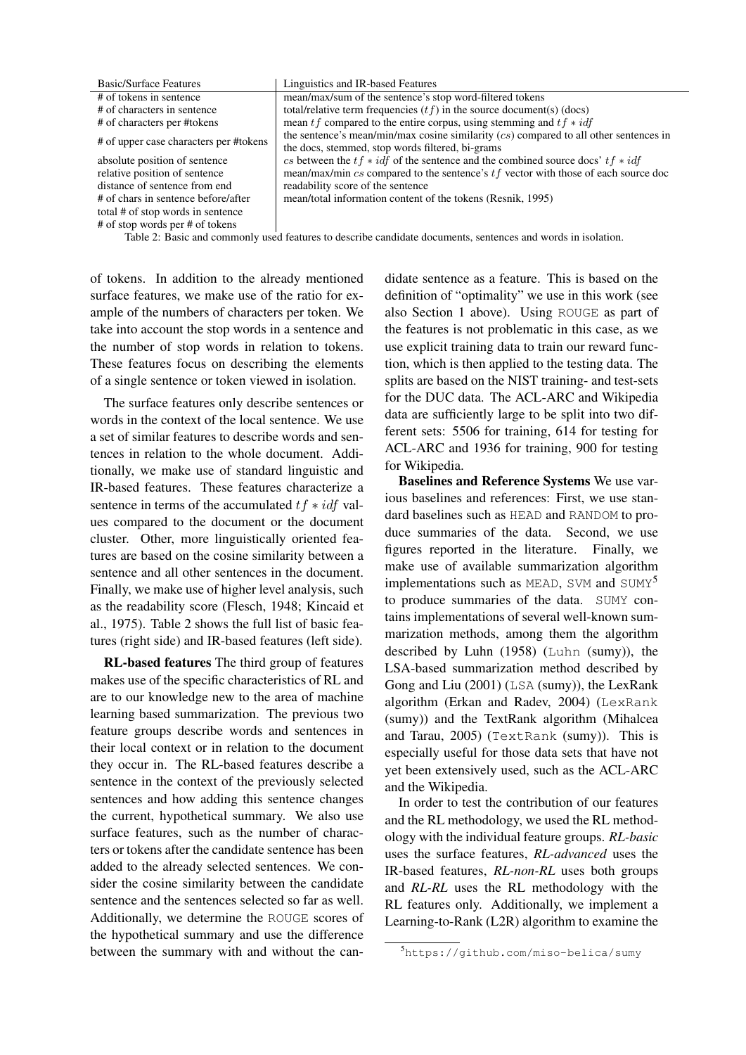| Basic/Surface Features | Linguistics and IR-based Features |
|---|---|
| # of tokens in sentence | mean/max/sum of the sentence's stop word-filtered tokens |
| # of characters in sentence | total/relative term frequencies ($tf$) in the source document(s) (docs) |
| # of characters per #tokens | mean $tf$ compared to the entire corpus, using stemming and $tf * idf$ |
| # of upper case characters per #tokens | the sentence's mean/min/max cosine similarity ($cs$) compared to all other sentences in the docs, stemmed, stop words filtered, bi-grams |
| absolute position of sentence | $cs$ between the $tf * idf$ of the sentence and the combined source docs' $tf * idf$ |
| relative position of sentence | mean/max/min $cs$ compared to the sentence's $tf$ vector with those of each source doc |
| distance of sentence from end | readability score of the sentence |
| # of chars in sentence before/after | mean/total information content of the tokens (Resnik, 1995) |
| total # of stop words in sentence | |
| # of stop words per # of tokens | |

Table 2: Basic and commonly used features to describe candidate documents, sentences and words in isolation.

of tokens. In addition to the already mentioned surface features, we make use of the ratio for example of the numbers of characters per token. We take into account the stop words in a sentence and the number of stop words in relation to tokens. These features focus on describing the elements of a single sentence or token viewed in isolation.

The surface features only describe sentences or words in the context of the local sentence. We use a set of similar features to describe words and sentences in relation to the whole document. Additionally, we make use of standard linguistic and IR-based features. These features characterize a sentence in terms of the accumulated $tf * idf$ values compared to the document or the document cluster. Other, more linguistically oriented features are based on the cosine similarity between a sentence and all other sentences in the document. Finally, we make use of higher level analysis, such as the readability score (Flesch, 1948; Kincaid et al., 1975). Table 2 shows the full list of basic features (right side) and IR-based features (left side).

**RL-based features** The third group of features makes use of the specific characteristics of RL and are to our knowledge new to the area of machine learning based summarization. The previous two feature groups describe words and sentences in their local context or in relation to the document they occur in. The RL-based features describe a sentence in the context of the previously selected sentences and how adding this sentence changes the current, hypothetical summary. We also use surface features, such as the number of characters or tokens after the candidate sentence has been added to the already selected sentences. We consider the cosine similarity between the candidate sentence and the sentences selected so far as well. Additionally, we determine the ROUGE scores of the hypothetical summary and use the difference between the summary with and without the candidate sentence as a feature. This is based on the definition of "optimality" we use in this work (see also Section 1 above). Using ROUGE as part of the features is not problematic in this case, as we use explicit training data to train our reward function, which is then applied to the testing data. The splits are based on the NIST training- and test-sets for the DUC data. The ACL-ARC and Wikipedia data are sufficiently large to be split into two different sets: 5506 for training, 614 for testing for ACL-ARC and 1936 for training, 900 for testing for Wikipedia.

**Baselines and Reference Systems** We use various baselines and references: First, we use standard baselines such as HEAD and RANDOM to produce summaries of the data. Second, we use figures reported in the literature. Finally, we make use of available summarization algorithm implementations such as MEAD, SVM and SUMY[5] to produce summaries of the data. SUMY contains implementations of several well-known summarization methods, among them the algorithm described by Luhn (1958) (Luhn (sumy)), the LSA-based summarization method described by Gong and Liu (2001) (LSA (sumy)), the LexRank algorithm (Erkan and Radev, 2004) (LexRank (sumy)) and the TextRank algorithm (Mihalcea and Tarau, 2005) (TextRank (sumy)). This is especially useful for those data sets that have not yet been extensively used, such as the ACL-ARC and the Wikipedia.

In order to test the contribution of our features and the RL methodology, we used the RL methodology with the individual feature groups. *RL-basic* uses the surface features, *RL-advanced* uses the IR-based features, *RL-non-RL* uses both groups and *RL-RL* uses the RL methodology with the RL features only. Additionally, we implement a Learning-to-Rank (L2R) algorithm to examine the

[5] https://github.com/miso-belica/sumy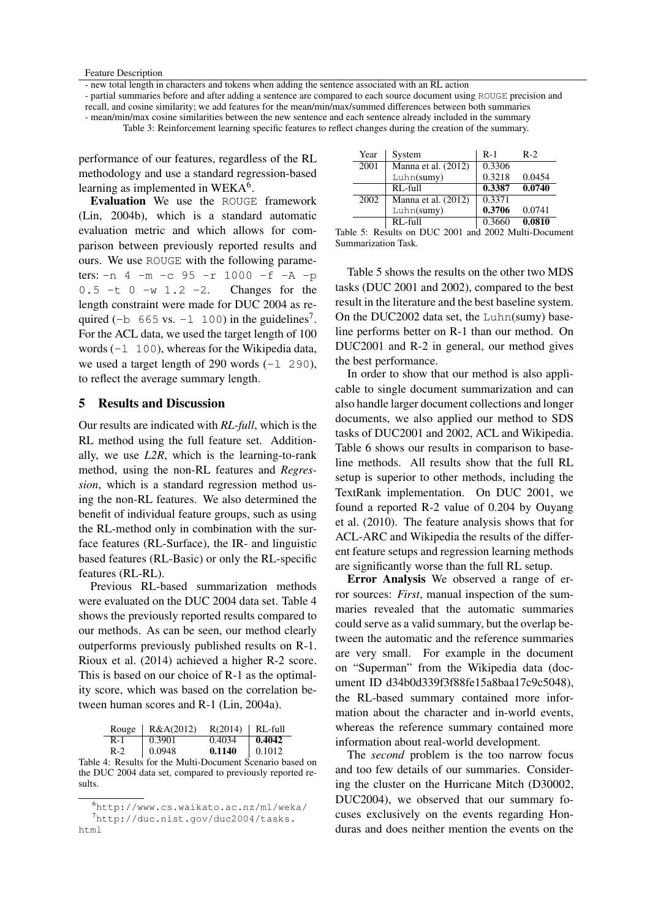| Feature Description |
|---|
| - new total length in characters and tokens when adding the sentence associated with an RL action |
| - partial summaries before and after adding a sentence are compared to each source document using ROUGE precision and recall, and cosine similarity; we add features for the mean/min/max/summed differences between both summaries |
| - mean/min/max cosine similarities between the new sentence and each sentence already included in the summary |

Table 3: Reinforcement learning specific features to reflect changes during the creation of the summary.

performance of our features, regardless of the RL methodology and use a standard regression-based learning as implemented in WEKA[6].

**Evaluation** We use the ROUGE framework (Lin, 2004b), which is a standard automatic evaluation metric and which allows for comparison between previously reported results and ours. We use ROUGE with the following parameters: `-n 4 -m -c 95 -r 1000 -f -A -p 0.5 -t 0 -w 1.2 -2`. Changes for the length constraint were made for DUC 2004 as required (`-b 665` vs. `-l 100`) in the guidelines[7]. For the ACL data, we used the target length of 100 words (`-l 100`), whereas for the Wikipedia data, we used a target length of 290 words (`-l 290`), to reflect the average summary length.

## 5 Results and Discussion

Our results are indicated with *RL-full*, which is the RL method using the full feature set. Additionally, we use *L2R*, which is the learning-to-rank method, using the non-RL features and *Regression*, which is a standard regression method using the non-RL features. We also determined the benefit of individual feature groups, such as using the RL-method only in combination with the surface features (RL-Surface), the IR- and linguistic based features (RL-Basic) or only the RL-specific features (RL-RL).

Previous RL-based summarization methods were evaluated on the DUC 2004 data set. Table 4 shows the previously reported results compared to our methods. As can be seen, our method clearly outperforms previously published results on R-1. Rioux et al. (2014) achieved a higher R-2 score. This is based on our choice of R-1 as the optimality score, which was based on the correlation between human scores and R-1 (Lin, 2004a).

| Rouge | R&A(2012) | R(2014) | RL-full |
|---|---|---|---|
| R-1 | 0.3901 | 0.4034 | **0.4042** |
| R-2 | 0.0948 | **0.1140** | 0.1012 |

Table 4: Results for the Multi-Document Scenario based on the DUC 2004 data set, compared to previously reported results.

| Year | System | R-1 | R-2 |
|---|---|---|---|
| 2001 | Manna et al. (2012) | 0.3306 | |
| | Luhn(sumy) | 0.3218 | 0.0454 |
| | RL-full | **0.3387** | **0.0740** |
| 2002 | Manna et al. (2012) | 0.3371 | |
| | Luhn(sumy) | **0.3706** | 0.0741 |
| | RL-full | 0.3660 | **0.0810** |

Table 5: Results on DUC 2001 and 2002 Multi-Document Summarization Task.

Table 5 shows the results on the other two MDS tasks (DUC 2001 and 2002), compared to the best result in the literature and the best baseline system. On the DUC2002 data set, the Luhn(sumy) baseline performs better on R-1 than our method. On DUC2001 and R-2 in general, our method gives the best performance.

In order to show that our method is also applicable to single document summarization and can also handle larger document collections and longer documents, we also applied our method to SDS tasks of DUC2001 and 2002, ACL and Wikipedia. Table 6 shows our results in comparison to baseline methods. All results show that the full RL setup is superior to other methods, including the TextRank implementation. On DUC 2001, we found a reported R-2 value of 0.204 by Ouyang et al. (2010). The feature analysis shows that for ACL-ARC and Wikipedia the results of the different feature setups and regression learning methods are significantly worse than the full RL setup.

**Error Analysis** We observed a range of error sources: *First*, manual inspection of the summaries revealed that the automatic summaries could serve as a valid summary, but the overlap between the automatic and the reference summaries are very small. For example in the document on "Superman" from the Wikipedia data (document ID d34b0d339f3f88fe15a8baa17c9c5048), the RL-based summary contained more information about the character and in-world events, whereas the reference summary contained more information about real-world development.

The *second* problem is the too narrow focus and too few details of our summaries. Considering the cluster on the Hurricane Mitch (D30002, DUC2004), we observed that our summary focuses exclusively on the events regarding Honduras and does neither mention the events on the

[6] http://www.cs.waikato.ac.nz/ml/weka/

[7] http://duc.nist.gov/duc2004/tasks.html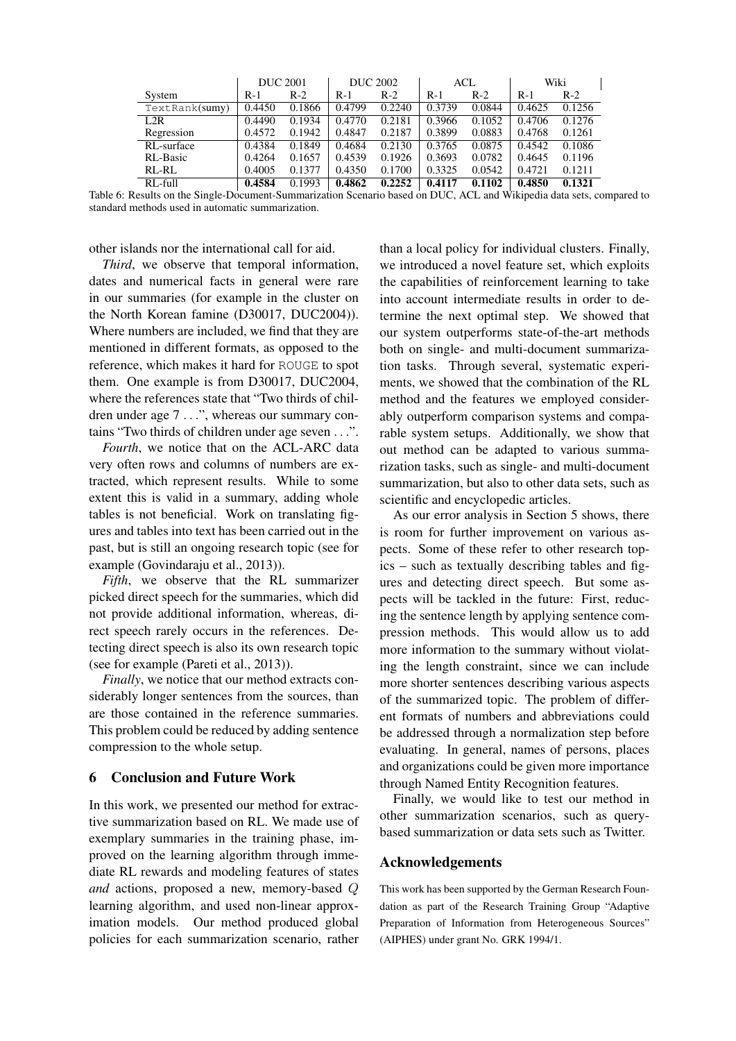| | DUC 2001 | | DUC 2002 | | ACL | | Wiki | |
|---|---|---|---|---|---|---|---|---|
| System | R-1 | R-2 | R-1 | R-2 | R-1 | R-2 | R-1 | R-2 |
| TextRank(sumy) | 0.4450 | 0.1866 | 0.4799 | 0.2240 | 0.3739 | 0.0844 | 0.4625 | 0.1256 |
| L2R | 0.4490 | 0.1934 | 0.4770 | 0.2181 | 0.3966 | 0.1052 | 0.4706 | 0.1276 |
| Regression | 0.4572 | 0.1942 | 0.4847 | 0.2187 | 0.3899 | 0.0883 | 0.4768 | 0.1261 |
| RL-surface | 0.4384 | 0.1849 | 0.4684 | 0.2130 | 0.3765 | 0.0875 | 0.4542 | 0.1086 |
| RL-Basic | 0.4264 | 0.1657 | 0.4539 | 0.1926 | 0.3693 | 0.0782 | 0.4645 | 0.1196 |
| RL-RL | 0.4005 | 0.1377 | 0.4350 | 0.1700 | 0.3325 | 0.0542 | 0.4721 | 0.1211 |
| RL-full | **0.4584** | 0.1993 | **0.4862** | **0.2252** | **0.4117** | **0.1102** | **0.4850** | **0.1321** |

Table 6: Results on the Single-Document-Summarization Scenario based on DUC, ACL and Wikipedia data sets, compared to standard methods used in automatic summarization.

other islands nor the international call for aid.

*Third*, we observe that temporal information, dates and numerical facts in general were rare in our summaries (for example in the cluster on the North Korean famine (D30017, DUC2004)). Where numbers are included, we find that they are mentioned in different formats, as opposed to the reference, which makes it hard for ROUGE to spot them. One example is from D30017, DUC2004, where the references state that "Two thirds of children under age 7 ...", whereas our summary contains "Two thirds of children under age seven ...".

*Fourth*, we notice that on the ACL-ARC data very often rows and columns of numbers are extracted, which represent results. While to some extent this is valid in a summary, adding whole tables is not beneficial. Work on translating figures and tables into text has been carried out in the past, but is still an ongoing research topic (see for example (Govindaraju et al., 2013)).

*Fifth*, we observe that the RL summarizer picked direct speech for the summaries, which did not provide additional information, whereas, direct speech rarely occurs in the references. Detecting direct speech is also its own research topic (see for example (Pareti et al., 2013)).

*Finally*, we notice that our method extracts considerably longer sentences from the sources, than are those contained in the reference summaries. This problem could be reduced by adding sentence compression to the whole setup.

## 6 Conclusion and Future Work

In this work, we presented our method for extractive summarization based on RL. We made use of exemplary summaries in the training phase, improved on the learning algorithm through immediate RL rewards and modeling features of states *and* actions, proposed a new, memory-based $Q$ learning algorithm, and used non-linear approximation models. Our method produced global policies for each summarization scenario, rather than a local policy for individual clusters. Finally, we introduced a novel feature set, which exploits the capabilities of reinforcement learning to take into account intermediate results in order to determine the next optimal step. We showed that our system outperforms state-of-the-art methods both on single- and multi-document summarization tasks. Through several, systematic experiments, we showed that the combination of the RL method and the features we employed considerably outperform comparison systems and comparable system setups. Additionally, we show that out method can be adapted to various summarization tasks, such as single- and multi-document summarization, but also to other data sets, such as scientific and encyclopedic articles.

As our error analysis in Section 5 shows, there is room for further improvement on various aspects. Some of these refer to other research topics – such as textually describing tables and figures and detecting direct speech. But some aspects will be tackled in the future: First, reducing the sentence length by applying sentence compression methods. This would allow us to add more information to the summary without violating the length constraint, since we can include more shorter sentences describing various aspects of the summarized topic. The problem of different formats of numbers and abbreviations could be addressed through a normalization step before evaluating. In general, names of persons, places and organizations could be given more importance through Named Entity Recognition features.

Finally, we would like to test our method in other summarization scenarios, such as query-based summarization or data sets such as Twitter.

## Acknowledgements

This work has been supported by the German Research Foundation as part of the Research Training Group "Adaptive Preparation of Information from Heterogeneous Sources" (AIPHES) under grant No. GRK 1994/1.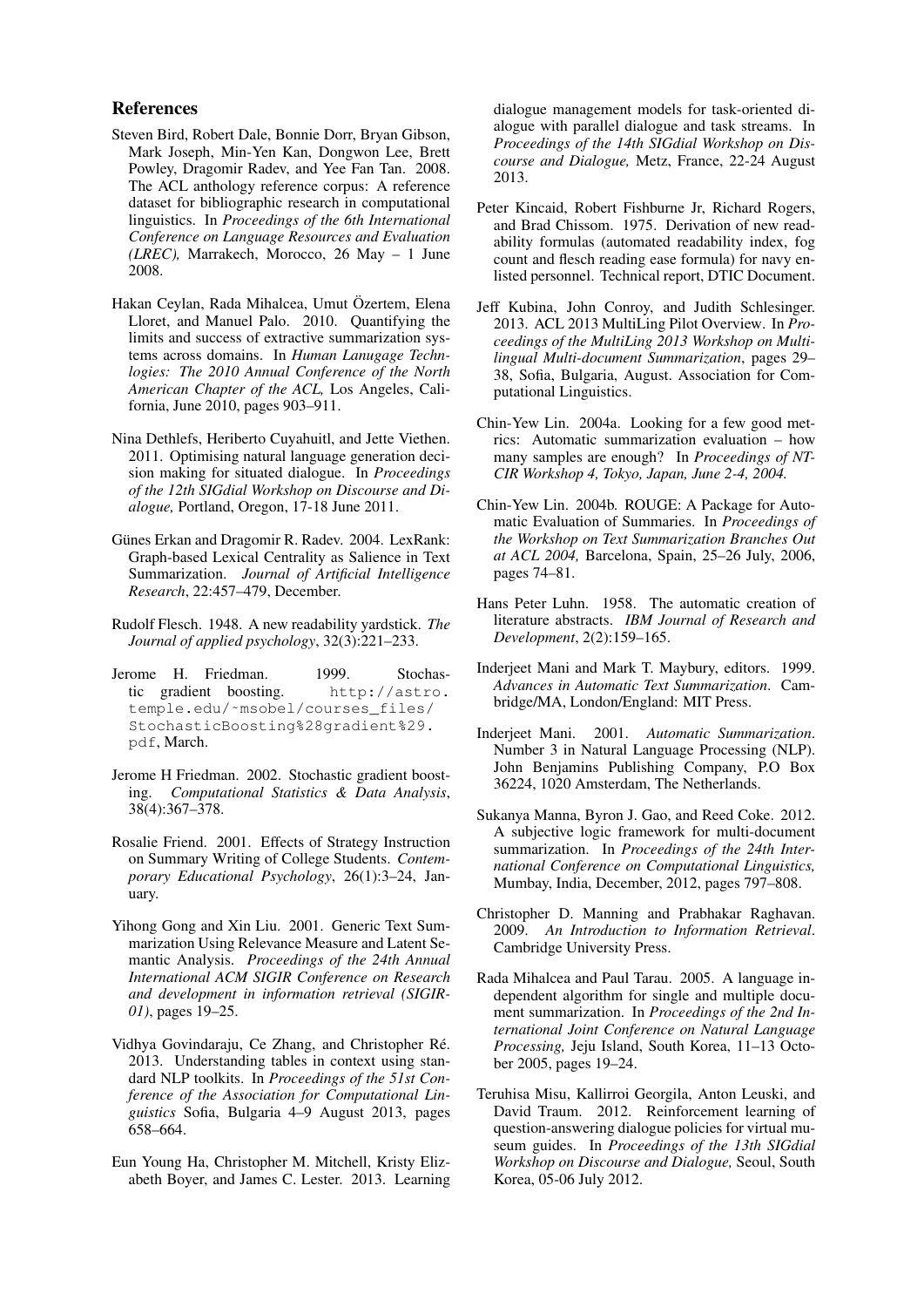## References

Steven Bird, Robert Dale, Bonnie Dorr, Bryan Gibson, Mark Joseph, Min-Yen Kan, Dongwon Lee, Brett Powley, Dragomir Radev, and Yee Fan Tan. 2008. The ACL anthology reference corpus: A reference dataset for bibliographic research in computational linguistics. In *Proceedings of the 6th International Conference on Language Resources and Evaluation (LREC),* Marrakech, Morocco, 26 May – 1 June 2008.

Hakan Ceylan, Rada Mihalcea, Umut Özertem, Elena Lloret, and Manuel Palo. 2010. Quantifying the limits and success of extractive summarization systems across domains. In *Human Lanugage Technlogies: The 2010 Annual Conference of the North American Chapter of the ACL,* Los Angeles, California, June 2010, pages 903–911.

Nina Dethlefs, Heriberto Cuyahuitl, and Jette Viethen. 2011. Optimising natural language generation decision making for situated dialogue. In *Proceedings of the 12th SIGdial Workshop on Discourse and Dialogue,* Portland, Oregon, 17-18 June 2011.

Günes Erkan and Dragomir R. Radev. 2004. LexRank: Graph-based Lexical Centrality as Salience in Text Summarization. *Journal of Artificial Intelligence Research*, 22:457–479, December.

Rudolf Flesch. 1948. A new readability yardstick. *The Journal of applied psychology*, 32(3):221–233.

Jerome H. Friedman. 1999. Stochastic gradient boosting. `http://astro.temple.edu/~msobel/courses_files/StochasticBoosting%28gradient%29.pdf`, March.

Jerome H Friedman. 2002. Stochastic gradient boosting. *Computational Statistics & Data Analysis*, 38(4):367–378.

Rosalie Friend. 2001. Effects of Strategy Instruction on Summary Writing of College Students. *Contemporary Educational Psychology*, 26(1):3–24, January.

Yihong Gong and Xin Liu. 2001. Generic Text Summarization Using Relevance Measure and Latent Semantic Analysis. *Proceedings of the 24th Annual International ACM SIGIR Conference on Research and development in information retrieval (SIGIR-01)*, pages 19–25.

Vidhya Govindaraju, Ce Zhang, and Christopher Ré. 2013. Understanding tables in context using standard NLP toolkits. In *Proceedings of the 51st Conference of the Association for Computational Linguistics* Sofia, Bulgaria 4–9 August 2013, pages 658–664.

Eun Young Ha, Christopher M. Mitchell, Kristy Elizabeth Boyer, and James C. Lester. 2013. Learning dialogue management models for task-oriented dialogue with parallel dialogue and task streams. In *Proceedings of the 14th SIGdial Workshop on Discourse and Dialogue,* Metz, France, 22-24 August 2013.

Peter Kincaid, Robert Fishburne Jr, Richard Rogers, and Brad Chissom. 1975. Derivation of new readability formulas (automated readability index, fog count and flesch reading ease formula) for navy enlisted personnel. Technical report, DTIC Document.

Jeff Kubina, John Conroy, and Judith Schlesinger. 2013. ACL 2013 MultiLing Pilot Overview. In *Proceedings of the MultiLing 2013 Workshop on Multilingual Multi-document Summarization*, pages 29–38, Sofia, Bulgaria, August. Association for Computational Linguistics.

Chin-Yew Lin. 2004a. Looking for a few good metrics: Automatic summarization evaluation – how many samples are enough? In *Proceedings of NTCIR Workshop 4, Tokyo, Japan, June 2-4, 2004.*

Chin-Yew Lin. 2004b. ROUGE: A Package for Automatic Evaluation of Summaries. In *Proceedings of the Workshop on Text Summarization Branches Out at ACL 2004,* Barcelona, Spain, 25–26 July, 2006, pages 74–81.

Hans Peter Luhn. 1958. The automatic creation of literature abstracts. *IBM Journal of Research and Development*, 2(2):159–165.

Inderjeet Mani and Mark T. Maybury, editors. 1999. *Advances in Automatic Text Summarization*. Cambridge/MA, London/England: MIT Press.

Inderjeet Mani. 2001. *Automatic Summarization*. Number 3 in Natural Language Processing (NLP). John Benjamins Publishing Company, P.O Box 36224, 1020 Amsterdam, The Netherlands.

Sukanya Manna, Byron J. Gao, and Reed Coke. 2012. A subjective logic framework for multi-document summarization. In *Proceedings of the 24th International Conference on Computational Linguistics,* Mumbay, India, December, 2012, pages 797–808.

Christopher D. Manning and Prabhakar Raghavan. 2009. *An Introduction to Information Retrieval*. Cambridge University Press.

Rada Mihalcea and Paul Tarau. 2005. A language independent algorithm for single and multiple document summarization. In *Proceedings of the 2nd International Joint Conference on Natural Language Processing,* Jeju Island, South Korea, 11–13 October 2005, pages 19–24.

Teruhisa Misu, Kallirroi Georgila, Anton Leuski, and David Traum. 2012. Reinforcement learning of question-answering dialogue policies for virtual museum guides. In *Proceedings of the 13th SIGdial Workshop on Discourse and Dialogue,* Seoul, South Korea, 05-06 July 2012.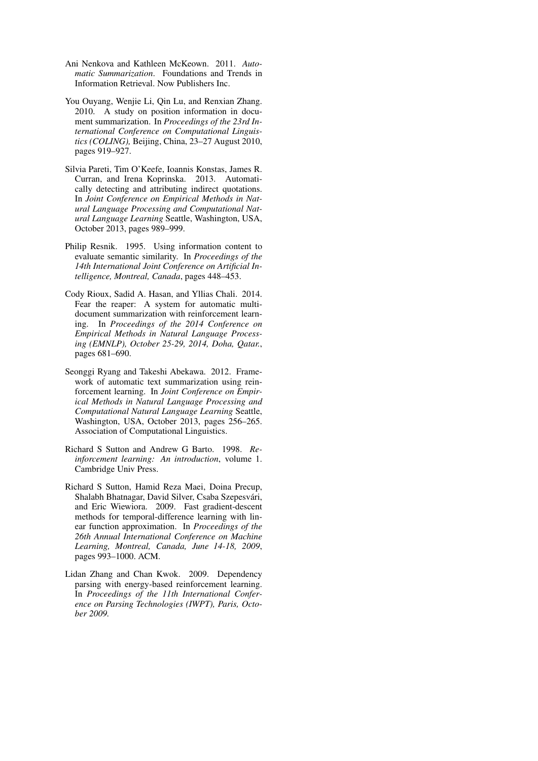Ani Nenkova and Kathleen McKeown. 2011. *Automatic Summarization*. Foundations and Trends in Information Retrieval. Now Publishers Inc.

You Ouyang, Wenjie Li, Qin Lu, and Renxian Zhang. 2010. A study on position information in document summarization. In *Proceedings of the 23rd International Conference on Computational Linguistics (COLING),* Beijing, China, 23–27 August 2010, pages 919–927.

Silvia Pareti, Tim O'Keefe, Ioannis Konstas, James R. Curran, and Irena Koprinska. 2013. Automatically detecting and attributing indirect quotations. In *Joint Conference on Empirical Methods in Natural Language Processing and Computational Natural Language Learning* Seattle, Washington, USA, October 2013, pages 989–999.

Philip Resnik. 1995. Using information content to evaluate semantic similarity. In *Proceedings of the 14th International Joint Conference on Artificial Intelligence, Montreal, Canada*, pages 448–453.

Cody Rioux, Sadid A. Hasan, and Yllias Chali. 2014. Fear the reaper: A system for automatic multi-document summarization with reinforcement learning. In *Proceedings of the 2014 Conference on Empirical Methods in Natural Language Processing (EMNLP), October 25-29, 2014, Doha, Qatar.*, pages 681–690.

Seonggi Ryang and Takeshi Abekawa. 2012. Framework of automatic text summarization using reinforcement learning. In *Joint Conference on Empirical Methods in Natural Language Processing and Computational Natural Language Learning* Seattle, Washington, USA, October 2013, pages 256–265. Association of Computational Linguistics.

Richard S Sutton and Andrew G Barto. 1998. *Reinforcement learning: An introduction*, volume 1. Cambridge Univ Press.

Richard S Sutton, Hamid Reza Maei, Doina Precup, Shalabh Bhatnagar, David Silver, Csaba Szepesvári, and Eric Wiewiora. 2009. Fast gradient-descent methods for temporal-difference learning with linear function approximation. In *Proceedings of the 26th Annual International Conference on Machine Learning, Montreal, Canada, June 14-18, 2009*, pages 993–1000. ACM.

Lidan Zhang and Chan Kwok. 2009. Dependency parsing with energy-based reinforcement learning. In *Proceedings of the 11th International Conference on Parsing Technologies (IWPT), Paris, October 2009.*